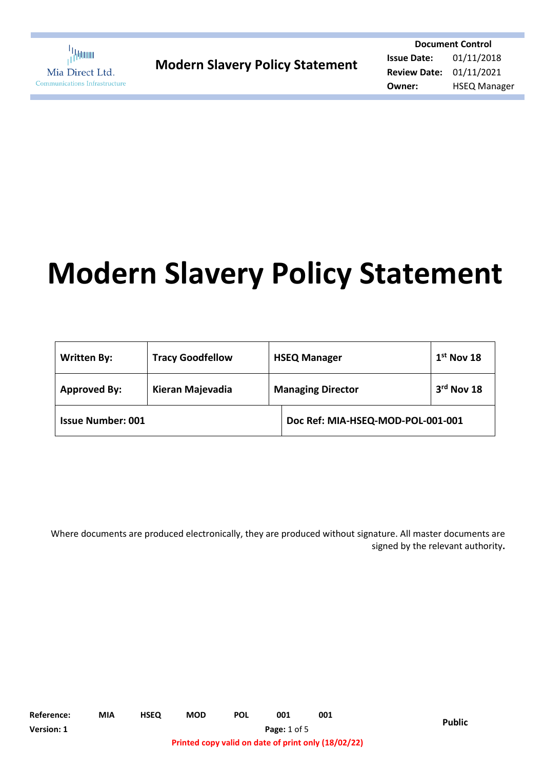# Modern Slavery Policy Statement

| | | | |
|---|---|---|---|
| **Written By:** | **Tracy Goodfellow** | **HSEQ Manager** | **1st Nov 18** |
| **Approved By:** | **Kieran Majevadia** | **Managing Director** | **3rd Nov 18** |
| **Issue Number: 001** | | **Doc Ref: MIA-HSEQ-MOD-POL-001-001** | |

Where documents are produced electronically, they are produced without signature. All master documents are signed by the relevant authority**.**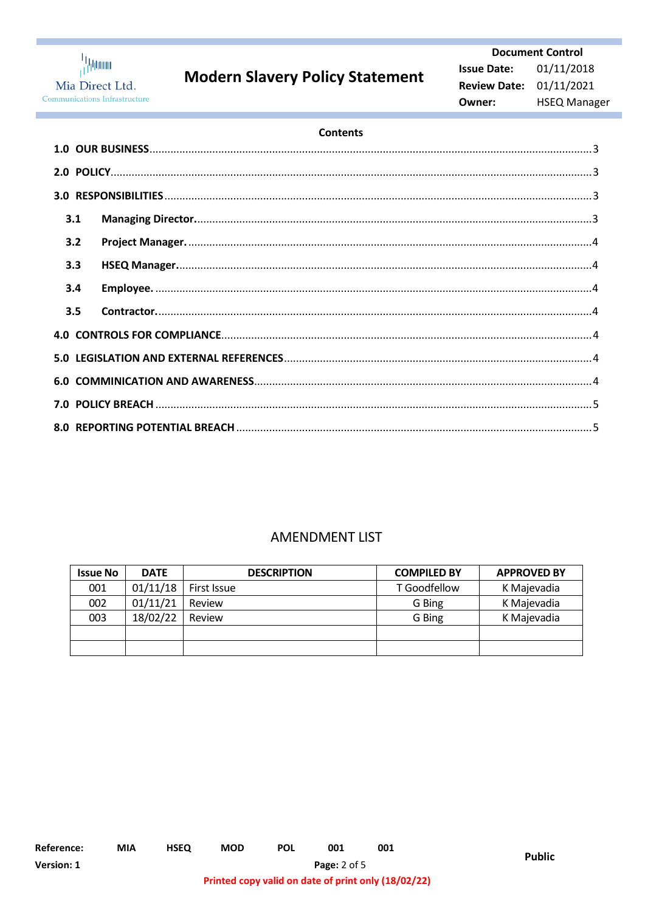## Contents

1.0 OUR BUSINESS ........................................ 3

2.0 POLICY ........................................ 3

3.0 RESPONSIBILITIES ........................................ 3

- 3.1 Managing Director. ........................................ 3
- 3.2 Project Manager. ........................................ 4
- 3.3 HSEQ Manager. ........................................ 4
- 3.4 Employee. ........................................ 4
- 3.5 Contractor. ........................................ 4

4.0 CONTROLS FOR COMPLIANCE ........................................ 4

5.0 LEGISLATION AND EXTERNAL REFERENCES ........................................ 4

6.0 COMMINICATION AND AWARENESS ........................................ 4

7.0 POLICY BREACH ........................................ 5

8.0 REPORTING POTENTIAL BREACH ........................................ 5

## AMENDMENT LIST

| Issue No | DATE | DESCRIPTION | COMPILED BY | APPROVED BY |
|---|---|---|---|---|
| 001 | 01/11/18 | First Issue | T Goodfellow | K Majevadia |
| 002 | 01/11/21 | Review | G Bing | K Majevadia |
| 003 | 18/02/22 | Review | G Bing | K Majevadia |
| | | | | |
| | | | | |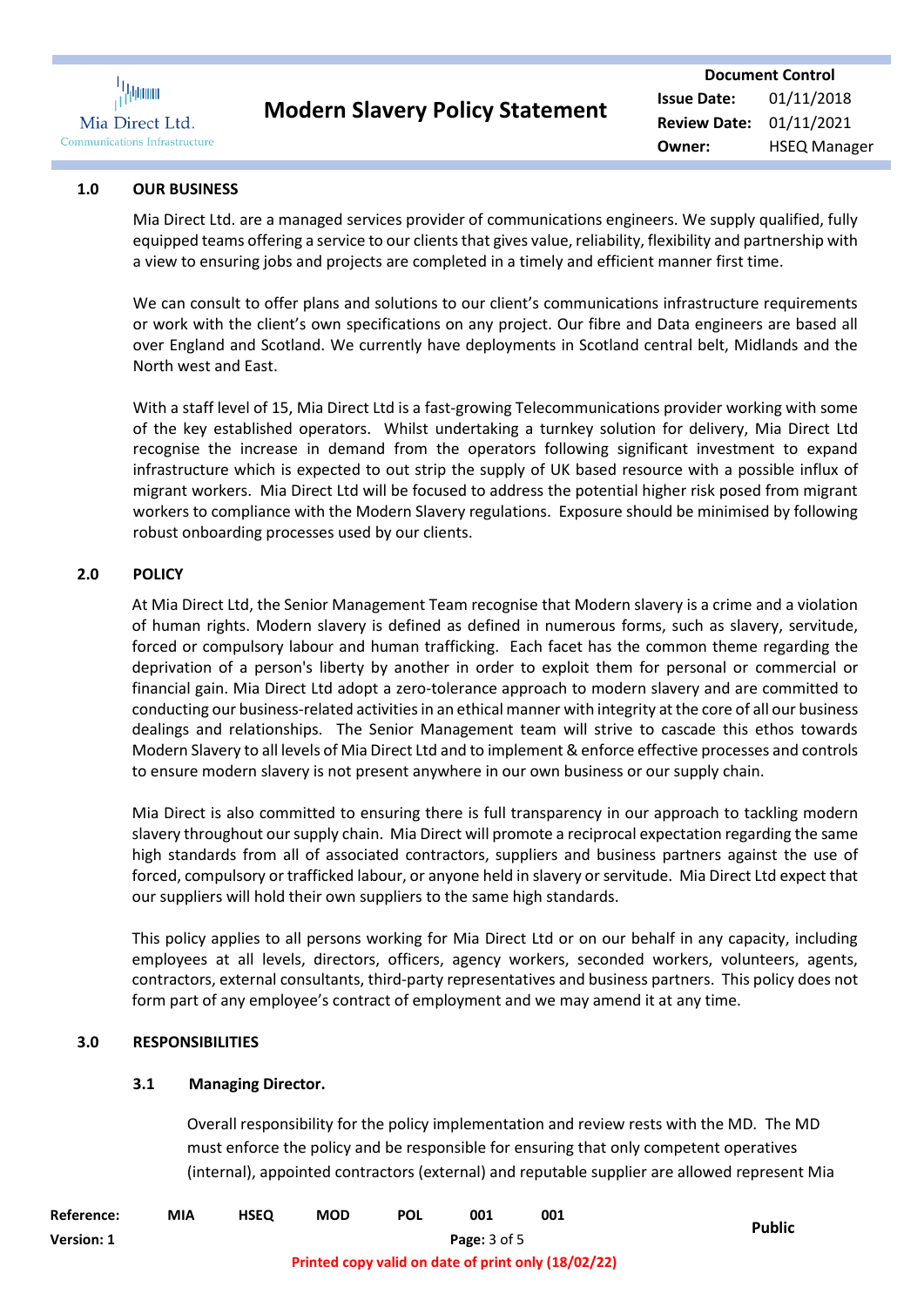## 1.0 OUR BUSINESS

Mia Direct Ltd. are a managed services provider of communications engineers. We supply qualified, fully equipped teams offering a service to our clients that gives value, reliability, flexibility and partnership with a view to ensuring jobs and projects are completed in a timely and efficient manner first time.

We can consult to offer plans and solutions to our client's communications infrastructure requirements or work with the client's own specifications on any project. Our fibre and Data engineers are based all over England and Scotland. We currently have deployments in Scotland central belt, Midlands and the North west and East.

With a staff level of 15, Mia Direct Ltd is a fast-growing Telecommunications provider working with some of the key established operators. Whilst undertaking a turnkey solution for delivery, Mia Direct Ltd recognise the increase in demand from the operators following significant investment to expand infrastructure which is expected to out strip the supply of UK based resource with a possible influx of migrant workers. Mia Direct Ltd will be focused to address the potential higher risk posed from migrant workers to compliance with the Modern Slavery regulations. Exposure should be minimised by following robust onboarding processes used by our clients.

## 2.0 POLICY

At Mia Direct Ltd, the Senior Management Team recognise that Modern slavery is a crime and a violation of human rights. Modern slavery is defined as defined in numerous forms, such as slavery, servitude, forced or compulsory labour and human trafficking. Each facet has the common theme regarding the deprivation of a person's liberty by another in order to exploit them for personal or commercial or financial gain. Mia Direct Ltd adopt a zero-tolerance approach to modern slavery and are committed to conducting our business-related activities in an ethical manner with integrity at the core of all our business dealings and relationships. The Senior Management team will strive to cascade this ethos towards Modern Slavery to all levels of Mia Direct Ltd and to implement & enforce effective processes and controls to ensure modern slavery is not present anywhere in our own business or our supply chain.

Mia Direct is also committed to ensuring there is full transparency in our approach to tackling modern slavery throughout our supply chain. Mia Direct will promote a reciprocal expectation regarding the same high standards from all of associated contractors, suppliers and business partners against the use of forced, compulsory or trafficked labour, or anyone held in slavery or servitude. Mia Direct Ltd expect that our suppliers will hold their own suppliers to the same high standards.

This policy applies to all persons working for Mia Direct Ltd or on our behalf in any capacity, including employees at all levels, directors, officers, agency workers, seconded workers, volunteers, agents, contractors, external consultants, third-party representatives and business partners. This policy does not form part of any employee's contract of employment and we may amend it at any time.

## 3.0 RESPONSIBILITIES

### 3.1 Managing Director.

Overall responsibility for the policy implementation and review rests with the MD. The MD must enforce the policy and be responsible for ensuring that only competent operatives (internal), appointed contractors (external) and reputable supplier are allowed represent Mia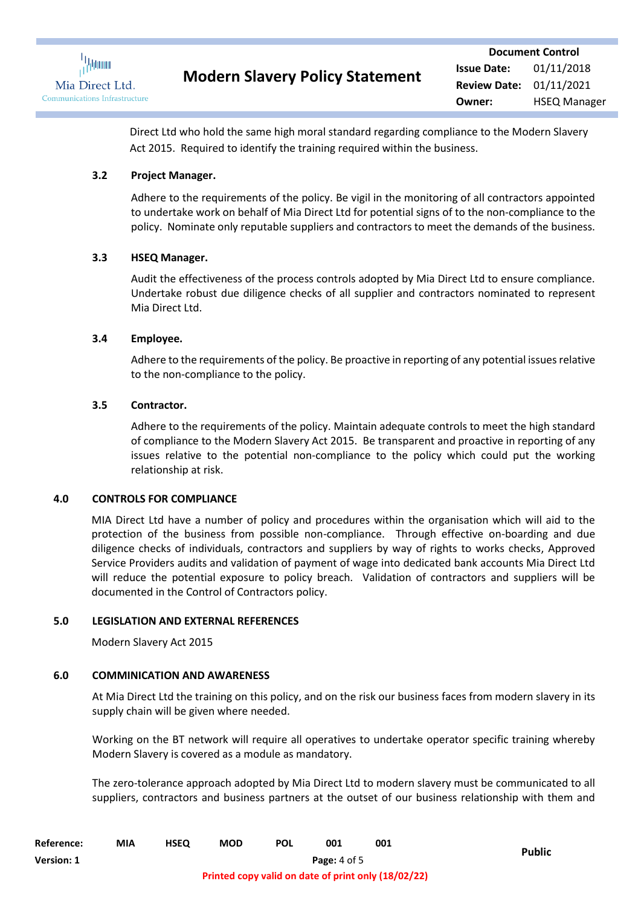Direct Ltd who hold the same high moral standard regarding compliance to the Modern Slavery Act 2015. Required to identify the training required within the business.

### 3.2 Project Manager.

Adhere to the requirements of the policy. Be vigil in the monitoring of all contractors appointed to undertake work on behalf of Mia Direct Ltd for potential signs of to the non-compliance to the policy. Nominate only reputable suppliers and contractors to meet the demands of the business.

### 3.3 HSEQ Manager.

Audit the effectiveness of the process controls adopted by Mia Direct Ltd to ensure compliance. Undertake robust due diligence checks of all supplier and contractors nominated to represent Mia Direct Ltd.

### 3.4 Employee.

Adhere to the requirements of the policy. Be proactive in reporting of any potential issues relative to the non-compliance to the policy.

### 3.5 Contractor.

Adhere to the requirements of the policy. Maintain adequate controls to meet the high standard of compliance to the Modern Slavery Act 2015. Be transparent and proactive in reporting of any issues relative to the potential non-compliance to the policy which could put the working relationship at risk.

## 4.0 CONTROLS FOR COMPLIANCE

MIA Direct Ltd have a number of policy and procedures within the organisation which will aid to the protection of the business from possible non-compliance. Through effective on-boarding and due diligence checks of individuals, contractors and suppliers by way of rights to works checks, Approved Service Providers audits and validation of payment of wage into dedicated bank accounts Mia Direct Ltd will reduce the potential exposure to policy breach. Validation of contractors and suppliers will be documented in the Control of Contractors policy.

## 5.0 LEGISLATION AND EXTERNAL REFERENCES

Modern Slavery Act 2015

## 6.0 COMMINICATION AND AWARENESS

At Mia Direct Ltd the training on this policy, and on the risk our business faces from modern slavery in its supply chain will be given where needed.

Working on the BT network will require all operatives to undertake operator specific training whereby Modern Slavery is covered as a module as mandatory.

The zero-tolerance approach adopted by Mia Direct Ltd to modern slavery must be communicated to all suppliers, contractors and business partners at the outset of our business relationship with them and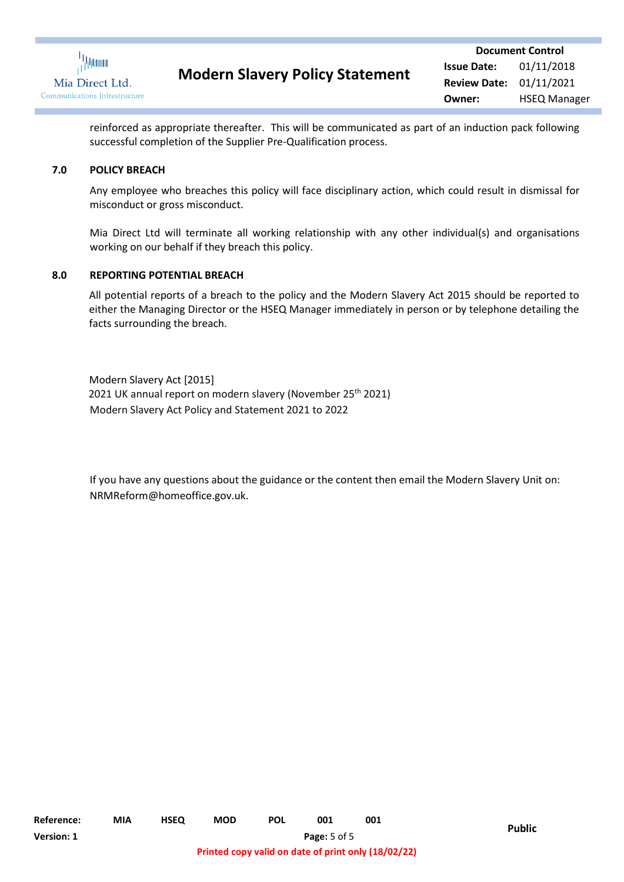reinforced as appropriate thereafter. This will be communicated as part of an induction pack following successful completion of the Supplier Pre-Qualification process.

## 7.0 POLICY BREACH

Any employee who breaches this policy will face disciplinary action, which could result in dismissal for misconduct or gross misconduct.

Mia Direct Ltd will terminate all working relationship with any other individual(s) and organisations working on our behalf if they breach this policy.

## 8.0 REPORTING POTENTIAL BREACH

All potential reports of a breach to the policy and the Modern Slavery Act 2015 should be reported to either the Managing Director or the HSEQ Manager immediately in person or by telephone detailing the facts surrounding the breach.

Modern Slavery Act [2015]
2021 UK annual report on modern slavery (November 25th 2021)
Modern Slavery Act Policy and Statement 2021 to 2022

If you have any questions about the guidance or the content then email the Modern Slavery Unit on: NRMReform@homeoffice.gov.uk.